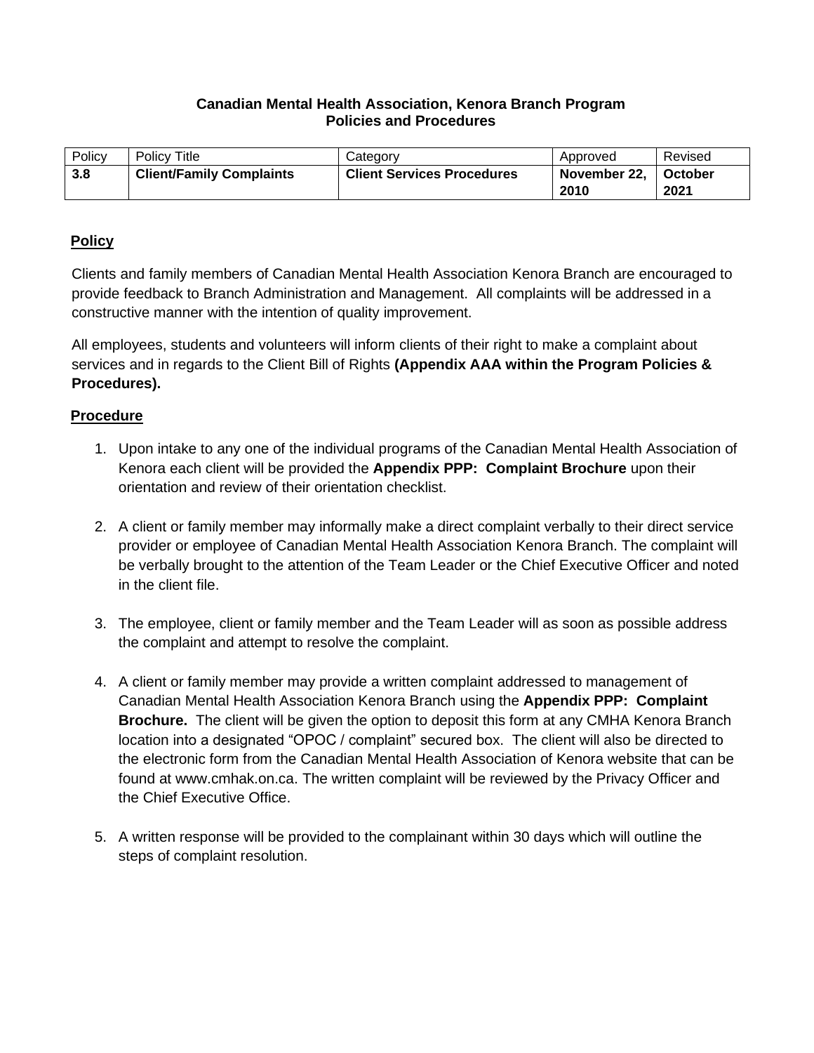**Canadian Mental Health Association, Kenora Branch Program**
**Policies and Procedures**

| Policy | Policy Title | Category | Approved | Revised |
|---|---|---|---|---|
| **3.8** | **Client/Family Complaints** | **Client Services Procedures** | **November 22, 2010** | **October 2021** |

## Policy

Clients and family members of Canadian Mental Health Association Kenora Branch are encouraged to provide feedback to Branch Administration and Management. All complaints will be addressed in a constructive manner with the intention of quality improvement.

All employees, students and volunteers will inform clients of their right to make a complaint about services and in regards to the Client Bill of Rights **(Appendix AAA within the Program Policies & Procedures).**

## Procedure

1. Upon intake to any one of the individual programs of the Canadian Mental Health Association of Kenora each client will be provided the **Appendix PPP: Complaint Brochure** upon their orientation and review of their orientation checklist.

2. A client or family member may informally make a direct complaint verbally to their direct service provider or employee of Canadian Mental Health Association Kenora Branch. The complaint will be verbally brought to the attention of the Team Leader or the Chief Executive Officer and noted in the client file.

3. The employee, client or family member and the Team Leader will as soon as possible address the complaint and attempt to resolve the complaint.

4. A client or family member may provide a written complaint addressed to management of Canadian Mental Health Association Kenora Branch using the **Appendix PPP: Complaint Brochure.** The client will be given the option to deposit this form at any CMHA Kenora Branch location into a designated "OPOC / complaint" secured box. The client will also be directed to the electronic form from the Canadian Mental Health Association of Kenora website that can be found at www.cmhak.on.ca. The written complaint will be reviewed by the Privacy Officer and the Chief Executive Office.

5. A written response will be provided to the complainant within 30 days which will outline the steps of complaint resolution.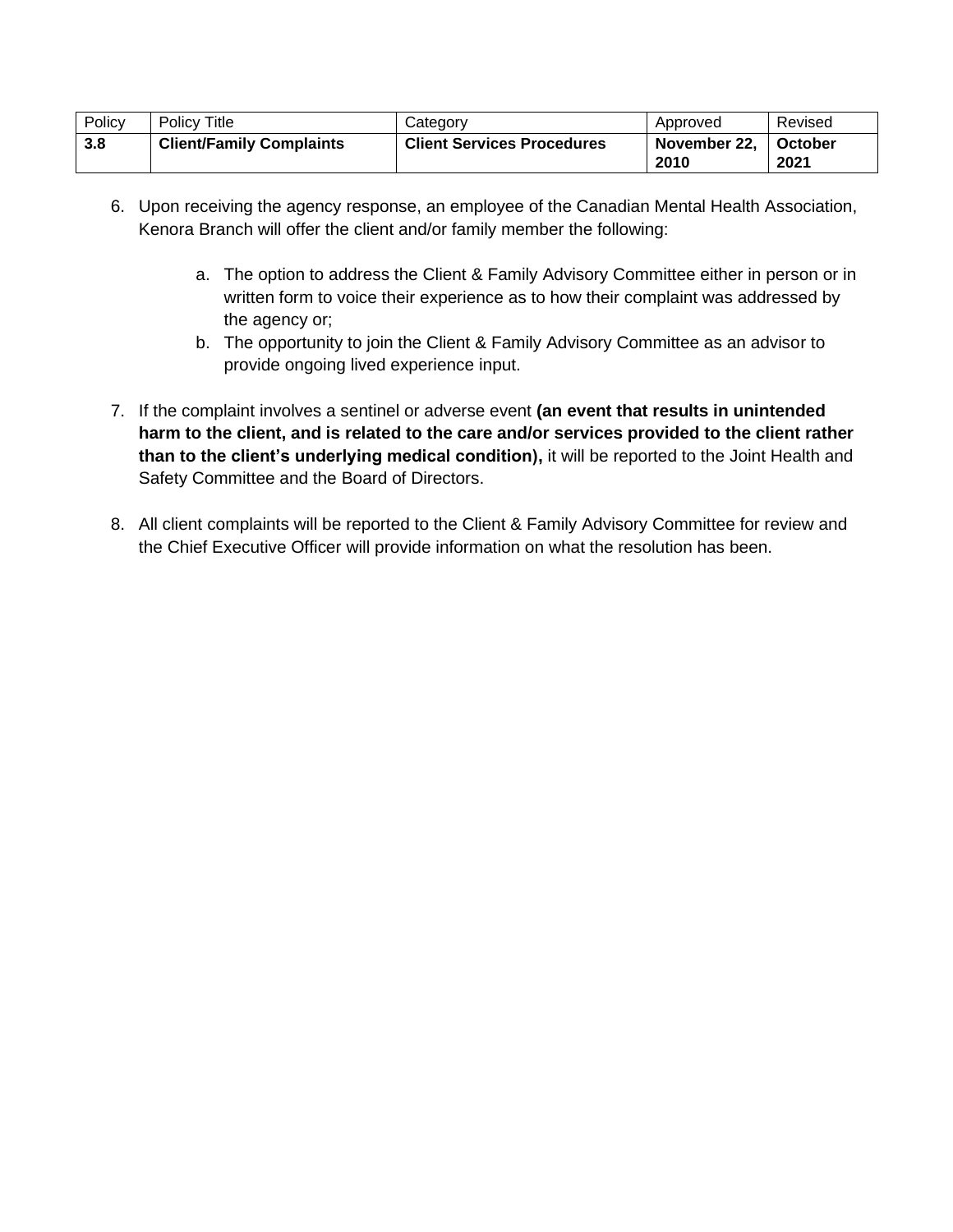| Policy | Policy Title | Category | Approved | Revised |
|---|---|---|---|---|
| **3.8** | **Client/Family Complaints** | **Client Services Procedures** | **November 22, 2010** | **October 2021** |

6. Upon receiving the agency response, an employee of the Canadian Mental Health Association, Kenora Branch will offer the client and/or family member the following:

   a. The option to address the Client & Family Advisory Committee either in person or in written form to voice their experience as to how their complaint was addressed by the agency or;
   b. The opportunity to join the Client & Family Advisory Committee as an advisor to provide ongoing lived experience input.

7. If the complaint involves a sentinel or adverse event **(an event that results in unintended harm to the client, and is related to the care and/or services provided to the client rather than to the client's underlying medical condition),** it will be reported to the Joint Health and Safety Committee and the Board of Directors.

8. All client complaints will be reported to the Client & Family Advisory Committee for review and the Chief Executive Officer will provide information on what the resolution has been.